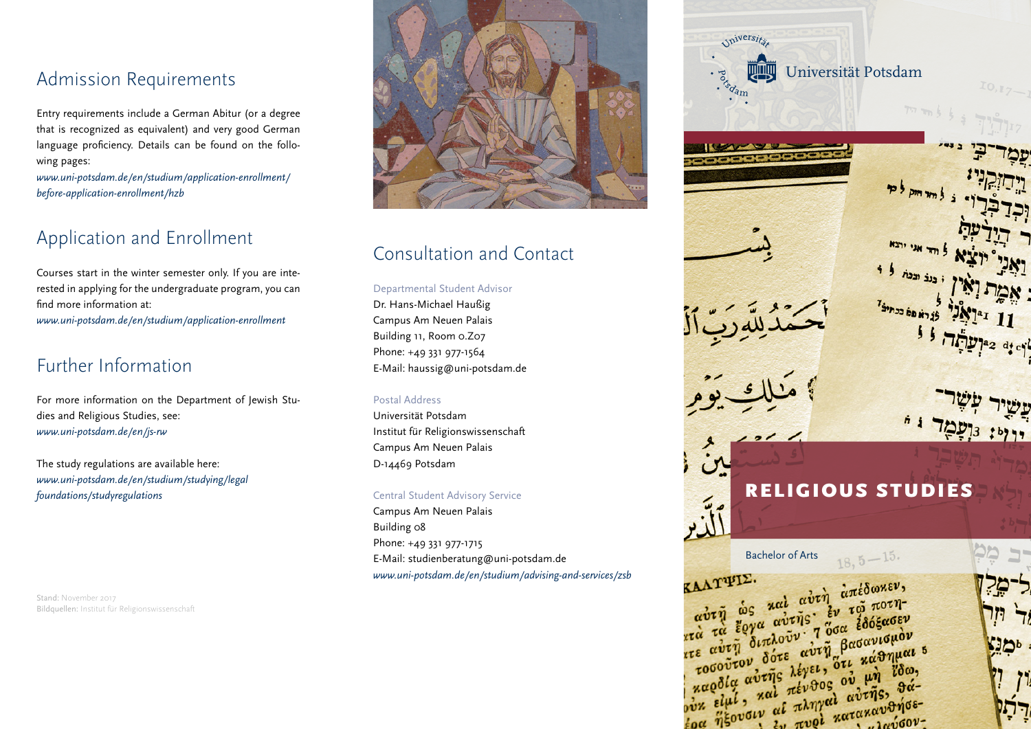## Admission Requirements

Entry requirements include a German Abitur (or a degree that is recognized as equivalent) and very good German language proficiency. Details can be found on the following pages:
*www.uni-potsdam.de/en/studium/application-enrollment/before-application-enrollment/hzb*

## Application and Enrollment

Courses start in the winter semester only. If you are interested in applying for the undergraduate program, you can find more information at:
*www.uni-potsdam.de/en/studium/application-enrollment*

## Further Information

For more information on the Department of Jewish Studies and Religious Studies, see:
*www.uni-potsdam.de/en/js-rw*

The study regulations are available here:
*www.uni-potsdam.de/en/studium/studying/legal foundations/studyregulations*

Stand: November 2017
Bildquellen: Institut für Religionswissenschaft

## Consultation and Contact

Departmental Student Advisor
Dr. Hans-Michael Haußig
Campus Am Neuen Palais
Building 11, Room 0.Z07
Phone: +49 331 977-1564
E-Mail: haussig@uni-potsdam.de

Postal Address
Universität Potsdam
Institut für Religionswissenschaft
Campus Am Neuen Palais
D-14469 Potsdam

Central Student Advisory Service
Campus Am Neuen Palais
Building 08
Phone: +49 331 977-1715
E-Mail: studienberatung@uni-potsdam.de
*www.uni-potsdam.de/en/studium/advising-and-services/zsb*

Universität Potsdam

# RELIGIOUS STUDIES

Bachelor of Arts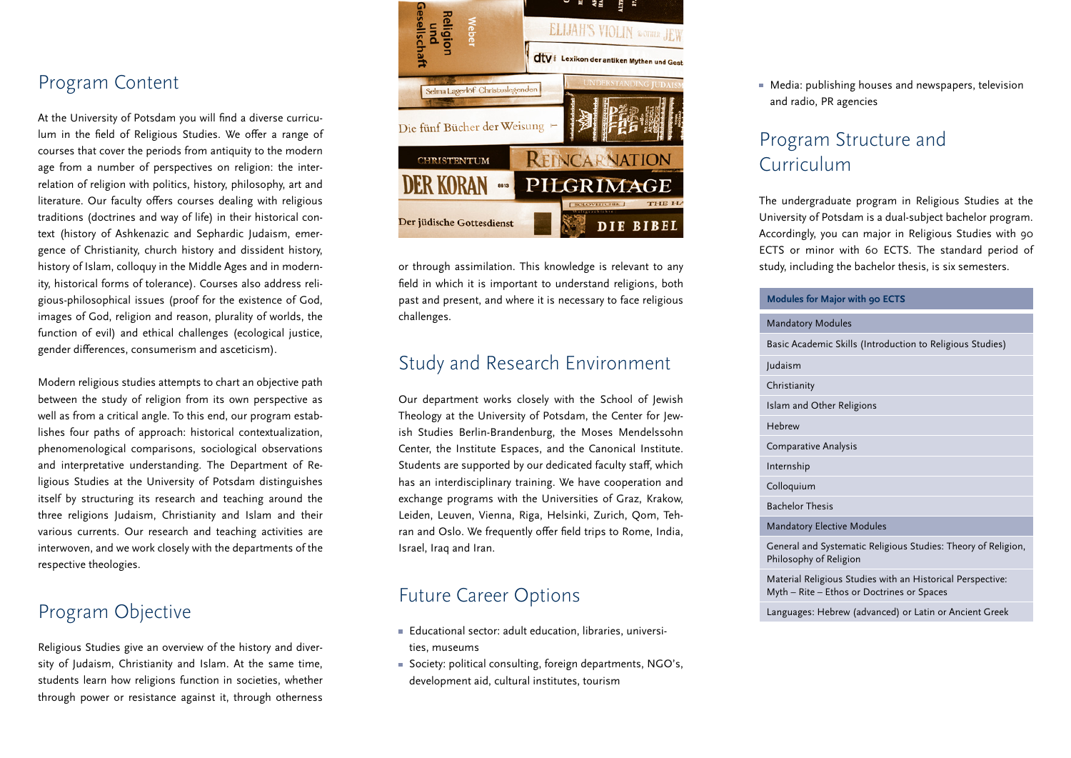## Program Content

At the University of Potsdam you will find a diverse curriculum in the field of Religious Studies. We offer a range of courses that cover the periods from antiquity to the modern age from a number of perspectives on religion: the interrelation of religion with politics, history, philosophy, art and literature. Our faculty offers courses dealing with religious traditions (doctrines and way of life) in their historical context (history of Ashkenazic and Sephardic Judaism, emergence of Christianity, church history and dissident history, history of Islam, colloquy in the Middle Ages and in modernity, historical forms of tolerance). Courses also address religious-philosophical issues (proof for the existence of God, images of God, religion and reason, plurality of worlds, the function of evil) and ethical challenges (ecological justice, gender differences, consumerism and asceticism).

Modern religious studies attempts to chart an objective path between the study of religion from its own perspective as well as from a critical angle. To this end, our program establishes four paths of approach: historical contextualization, phenomenological comparisons, sociological observations and interpretative understanding. The Department of Religious Studies at the University of Potsdam distinguishes itself by structuring its research and teaching around the three religions Judaism, Christianity and Islam and their various currents. Our research and teaching activities are interwoven, and we work closely with the departments of the respective theologies.

## Program Objective

Religious Studies give an overview of the history and diversity of Judaism, Christianity and Islam. At the same time, students learn how religions function in societies, whether through power or resistance against it, through otherness or through assimilation. This knowledge is relevant to any field in which it is important to understand religions, both past and present, and where it is necessary to face religious challenges.

## Study and Research Environment

Our department works closely with the School of Jewish Theology at the University of Potsdam, the Center for Jewish Studies Berlin-Brandenburg, the Moses Mendelssohn Center, the Institute Espaces, and the Canonical Institute. Students are supported by our dedicated faculty staff, which has an interdisciplinary training. We have cooperation and exchange programs with the Universities of Graz, Krakow, Leiden, Leuven, Vienna, Riga, Helsinki, Zurich, Qom, Tehran and Oslo. We frequently offer field trips to Rome, India, Israel, Iraq and Iran.

## Future Career Options

- Educational sector: adult education, libraries, universities, museums
- Society: political consulting, foreign departments, NGO's, development aid, cultural institutes, tourism
- Media: publishing houses and newspapers, television and radio, PR agencies

## Program Structure and Curriculum

The undergraduate program in Religious Studies at the University of Potsdam is a dual-subject bachelor program. Accordingly, you can major in Religious Studies with 90 ECTS or minor with 60 ECTS. The standard period of study, including the bachelor thesis, is six semesters.

| **Modules for Major with 90 ECTS** |
|---|
| Mandatory Modules |
| Basic Academic Skills (Introduction to Religious Studies) |
| Judaism |
| Christianity |
| Islam and Other Religions |
| Hebrew |
| Comparative Analysis |
| Internship |
| Colloquium |
| Bachelor Thesis |
| Mandatory Elective Modules |
| General and Systematic Religious Studies: Theory of Religion, Philosophy of Religion |
| Material Religious Studies with an Historical Perspective: Myth – Rite – Ethos or Doctrines or Spaces |
| Languages: Hebrew (advanced) or Latin or Ancient Greek |